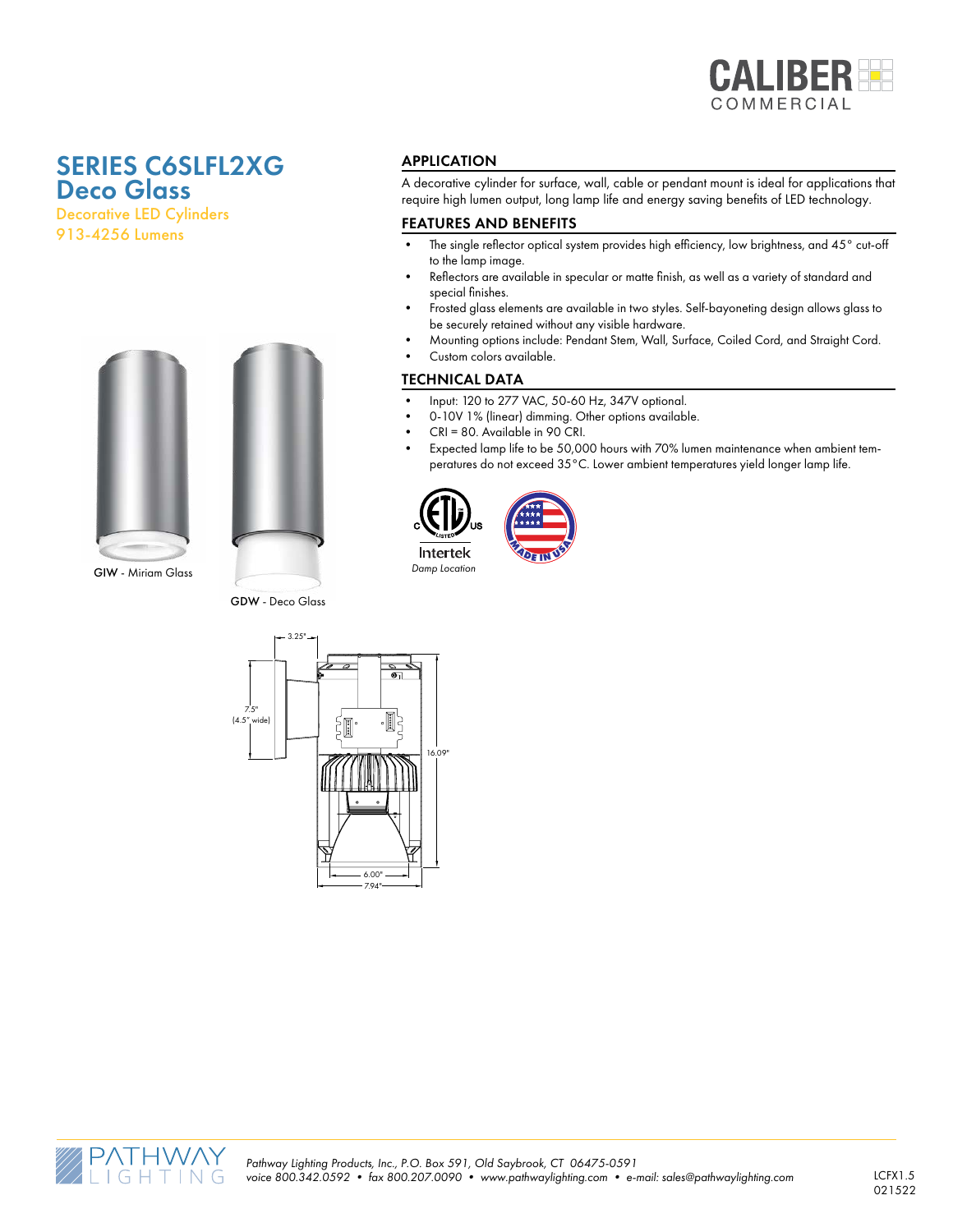# SERIES C6SLFL2XG Deco Glass

Decorative LED Cylinders
913-4256 Lumens

GIW - Miriam Glass

GDW - Deco Glass

3.25"

7.5" (4.5" wide)

16.09"

6.00"

7.94"

## APPLICATION

A decorative cylinder for surface, wall, cable or pendant mount is ideal for applications that require high lumen output, long lamp life and energy saving benefits of LED technology.

## FEATURES AND BENEFITS

- The single reflector optical system provides high efficiency, low brightness, and 45° cut-off to the lamp image.
- Reflectors are available in specular or matte finish, as well as a variety of standard and special finishes.
- Frosted glass elements are available in two styles. Self-bayoneting design allows glass to be securely retained without any visible hardware.
- Mounting options include: Pendant Stem, Wall, Surface, Coiled Cord, and Straight Cord.
- Custom colors available.

## TECHNICAL DATA

- Input: 120 to 277 VAC, 50-60 Hz, 347V optional.
- 0-10V 1% (linear) dimming. Other options available.
- CRI = 80. Available in 90 CRI.
- Expected lamp life to be 50,000 hours with 70% lumen maintenance when ambient temperatures do not exceed 35°C. Lower ambient temperatures yield longer lamp life.

Intertek
*Damp Location*

MADE IN USA

*Pathway Lighting Products, Inc., P.O. Box 591, Old Saybrook, CT 06475-0591*
*voice 800.342.0592 • fax 800.207.0090 • www.pathwaylighting.com • e-mail: sales@pathwaylighting.com*

LCFX1.5
021522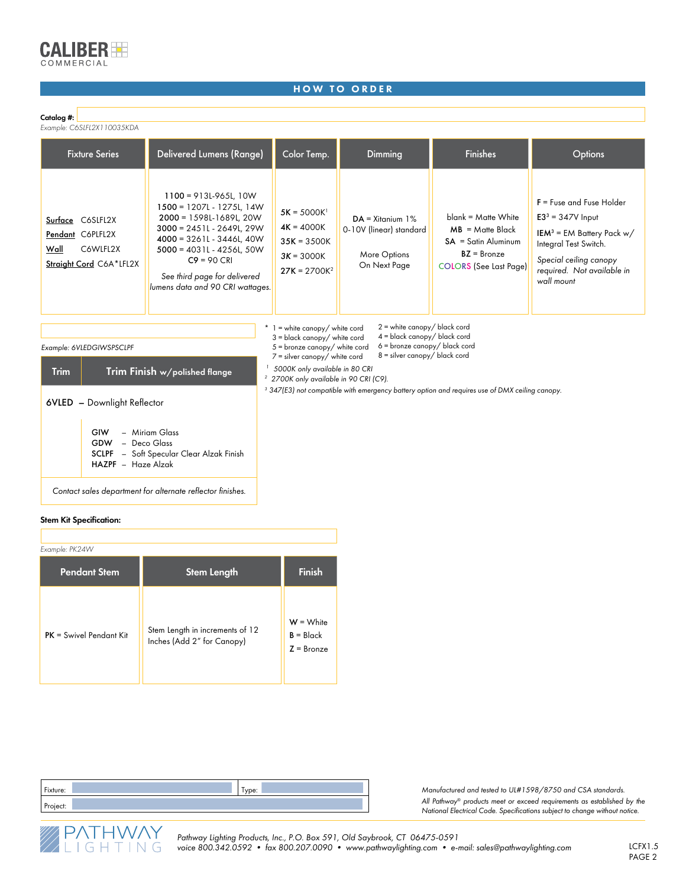CALIBER COMMERCIAL

## HOW TO ORDER

**Catalog #:**

*Example: C6SLFL2X110035KDA*

| Fixture Series | Delivered Lumens (Range) | Color Temp. | Dimming | Finishes | Options |
|---|---|---|---|---|---|
| Surface C6SLFL2X<br>Pendant C6PLFL2X<br>Wall C6WLFL2X<br>Straight Cord C6A*LFL2X | **1100** = 913L-965L, 10W<br>**1500** = 1207L - 1275L, 14W<br>**2000** = 1598L-1689L, 20W<br>**3000** = 2451L - 2649L, 29W<br>**4000** = 3261L - 3446L, 40W<br>**5000** = 4031L - 4256L, 50W<br>**C9** = 90 CRI<br>*See third page for delivered lumens data and 90 CRI wattages.* | **5K** = 5000K[1]<br>**4K** = 4000K<br>**35K** = 3500K<br>**3K** = 3000K<br>**27K** = 2700K[2] | **DA** = Xitanium 1% 0-10V (linear) standard<br><br>More Options On Next Page | blank = Matte White<br>**MB** = Matte Black<br>**SA** = Satin Aluminum<br>**BZ** = Bronze<br>COLORS (See Last Page) | **F** = Fuse and Fuse Holder<br>**E3**[3] = 347V Input<br>**IEM**[3] = EM Battery Pack w/ Integral Test Switch.<br>*Special ceiling canopy required. Not available in wall mount* |

\* 1 = white canopy/ white cord
3 = black canopy/ white cord
5 = bronze canopy/ white cord
7 = silver canopy/ white cord
2 = white canopy/ black cord
4 = black canopy/ black cord
6 = bronze canopy/ black cord
8 = silver canopy/ black cord

[1] *5000K only available in 80 CRI*
[2] *2700K only available in 90 CRI (C9).*
[3] *347(E3) not compatible with emergency battery option and requires use of DMX ceiling canopy.*

*Example: 6VLEDGIWSPSCLPF*

| Trim | Trim Finish w/polished flange |
|---|---|
| **6VLED** – Downlight Reflector | |
| | **GIW** – Miriam Glass<br>**GDW** – Deco Glass<br>**SCLPF** – Soft Specular Clear Alzak Finish<br>**HAZPF** – Haze Alzak |

*Contact sales department for alternate reflector finishes.*

**Stem Kit Specification:**

*Example: PK24W*

| Pendant Stem | Stem Length | Finish |
|---|---|---|
| **PK** = Swivel Pendant Kit | Stem Length in increments of 12 Inches (Add 2" for Canopy) | **W** = White<br>**B** = Black<br>**Z** = Bronze |

| Fixture: | | Type: | |
|---|---|---|---|
| Project: | | | |

*Manufactured and tested to UL#1598/8750 and CSA standards.*
*All Pathway® products meet or exceed requirements as established by the National Electrical Code. Specifications subject to change without notice.*

PATHWAY LIGHTING

*Pathway Lighting Products, Inc., P.O. Box 591, Old Saybrook, CT 06475-0591*
*voice 800.342.0592 • fax 800.207.0090 • www.pathwaylighting.com • e-mail: sales@pathwaylighting.com*

LCFX1.5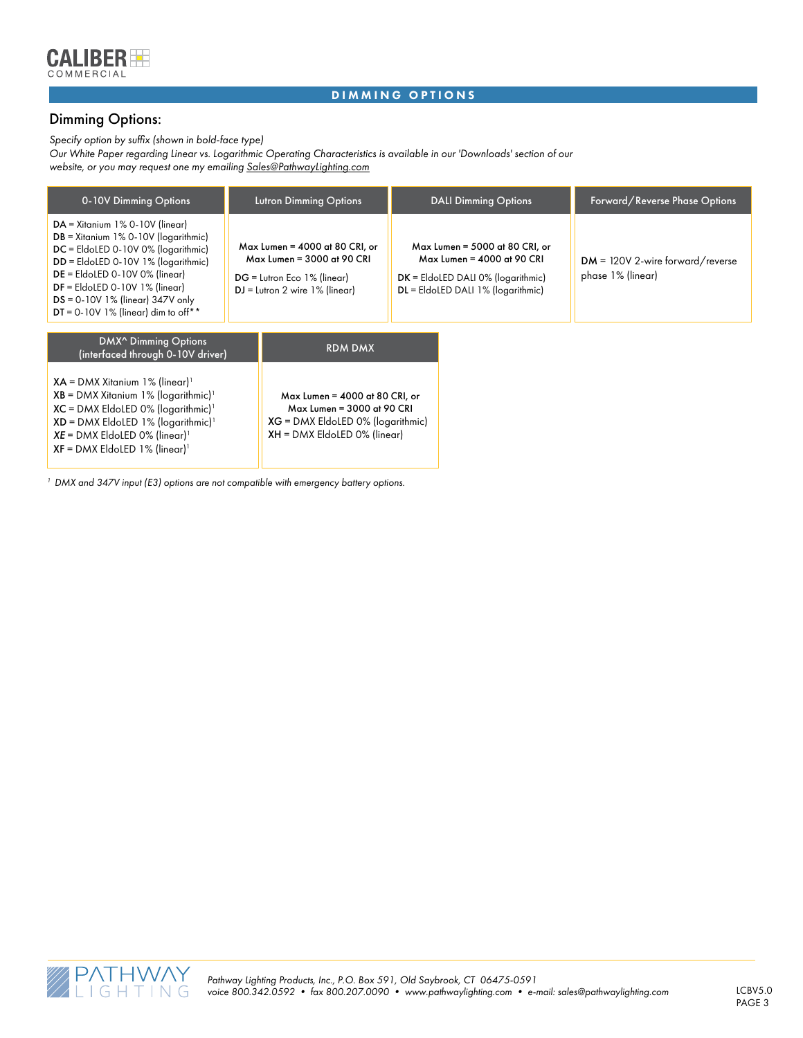## DIMMING OPTIONS

### Dimming Options:

*Specify option by suffix (shown in bold-face type)*
*Our White Paper regarding Linear vs. Logarithmic Operating Characteristics is available in our 'Downloads' section of our website, or you may request one my emailing Sales@PathwayLighting.com*

| 0-10V Dimming Options | Lutron Dimming Options | DALI Dimming Options | Forward/Reverse Phase Options |
|---|---|---|---|
| **DA** = Xitanium 1% 0-10V (linear)<br>**DB** = Xitanium 1% 0-10V (logarithmic)<br>**DC** = EldoLED 0-10V 0% (logarithmic)<br>**DD** = EldoLED 0-10V 1% (logarithmic)<br>**DE** = EldoLED 0-10V 0% (linear)<br>**DF** = EldoLED 0-10V 1% (linear)<br>**DS** = 0-10V 1% (linear) 347V only<br>**DT** = 0-10V 1% (linear) dim to off** | Max Lumen = 4000 at 80 CRI, or<br>Max Lumen = 3000 at 90 CRI<br>**DG** = Lutron Eco 1% (linear)<br>**DJ** = Lutron 2 wire 1% (linear) | Max Lumen = 5000 at 80 CRI, or<br>Max Lumen = 4000 at 90 CRI<br>**DK** = EldoLED DALI 0% (logarithmic)<br>**DL** = EldoLED DALI 1% (logarithmic) | **DM** = 120V 2-wire forward/reverse phase 1% (linear) |

| DMX^ Dimming Options (interfaced through 0-10V driver) | RDM DMX |
|---|---|
| **XA** = DMX Xitanium 1% (linear)[1]<br>**XB** = DMX Xitanium 1% (logarithmic)[1]<br>**XC** = DMX EldoLED 0% (logarithmic)[1]<br>**XD** = DMX EldoLED 1% (logarithmic)[1]<br>***XE*** = DMX EldoLED 0% (linear)[1]<br>**XF** = DMX EldoLED 1% (linear)[1] | Max Lumen = 4000 at 80 CRI, or<br>Max Lumen = 3000 at 90 CRI<br>**XG** = DMX EldoLED 0% (logarithmic)<br>**XH** = DMX EldoLED 0% (linear) |

[1] *DMX and 347V input (E3) options are not compatible with emergency battery options.*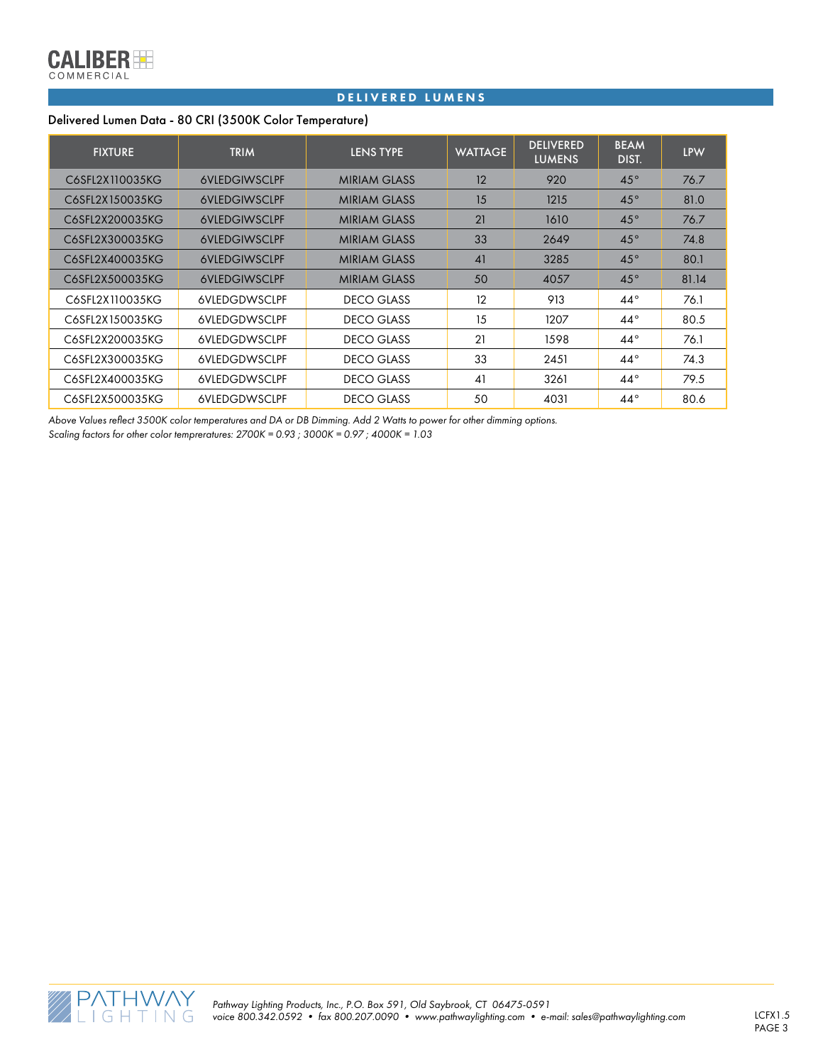## DELIVERED LUMENS

### Delivered Lumen Data - 80 CRI (3500K Color Temperature)

| FIXTURE | TRIM | LENS TYPE | WATTAGE | DELIVERED LUMENS | BEAM DIST. | LPW |
|---|---|---|---|---|---|---|
| C6SFL2X110035KG | 6VLEDGIWSCLPF | MIRIAM GLASS | 12 | 920 | 45° | 76.7 |
| C6SFL2X150035KG | 6VLEDGIWSCLPF | MIRIAM GLASS | 15 | 1215 | 45° | 81.0 |
| C6SFL2X200035KG | 6VLEDGIWSCLPF | MIRIAM GLASS | 21 | 1610 | 45° | 76.7 |
| C6SFL2X300035KG | 6VLEDGIWSCLPF | MIRIAM GLASS | 33 | 2649 | 45° | 74.8 |
| C6SFL2X400035KG | 6VLEDGIWSCLPF | MIRIAM GLASS | 41 | 3285 | 45° | 80.1 |
| C6SFL2X500035KG | 6VLEDGIWSCLPF | MIRIAM GLASS | 50 | 4057 | 45° | 81.14 |
| C6SFL2X110035KG | 6VLEDGDWSCLPF | DECO GLASS | 12 | 913 | 44° | 76.1 |
| C6SFL2X150035KG | 6VLEDGDWSCLPF | DECO GLASS | 15 | 1207 | 44° | 80.5 |
| C6SFL2X200035KG | 6VLEDGDWSCLPF | DECO GLASS | 21 | 1598 | 44° | 76.1 |
| C6SFL2X300035KG | 6VLEDGDWSCLPF | DECO GLASS | 33 | 2451 | 44° | 74.3 |
| C6SFL2X400035KG | 6VLEDGDWSCLPF | DECO GLASS | 41 | 3261 | 44° | 79.5 |
| C6SFL2X500035KG | 6VLEDGDWSCLPF | DECO GLASS | 50 | 4031 | 44° | 80.6 |

*Above Values reflect 3500K color temperatures and DA or DB Dimming. Add 2 Watts to power for other dimming options.*
*Scaling factors for other color tempreratures: 2700K = 0.93 ; 3000K = 0.97 ; 4000K = 1.03*

*Pathway Lighting Products, Inc., P.O. Box 591, Old Saybrook, CT 06475-0591*
*voice 800.342.0592 • fax 800.207.0090 • www.pathwaylighting.com • e-mail: sales@pathwaylighting.com*

LCFX1.5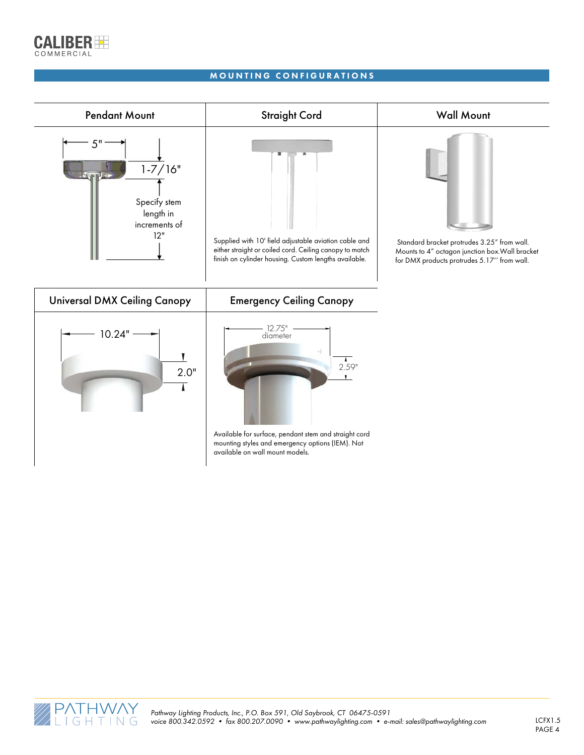## MOUNTING CONFIGURATIONS

### Pendant Mount

5"

1-7/16"

Specify stem length in increments of 12"

### Straight Cord

Supplied with 10' field adjustable aviation cable and either straight or coiled cord. Ceiling canopy to match finish on cylinder housing. Custom lengths available.

### Wall Mount

Standard bracket protrudes 3.25" from wall. Mounts to 4" octagon junction box.Wall bracket for DMX products protrudes 5.17'' from wall.

### Universal DMX Ceiling Canopy

10.24"

2.0"

### Emergency Ceiling Canopy

12.75" diameter

2.59"

Available for surface, pendant stem and straight cord mounting styles and emergency options (IEM). Not available on wall mount models.

*Pathway Lighting Products, Inc., P.O. Box 591, Old Saybrook, CT 06475-0591*
*voice 800.342.0592 • fax 800.207.0090 • www.pathwaylighting.com • e-mail: sales@pathwaylighting.com*

LCFX1.5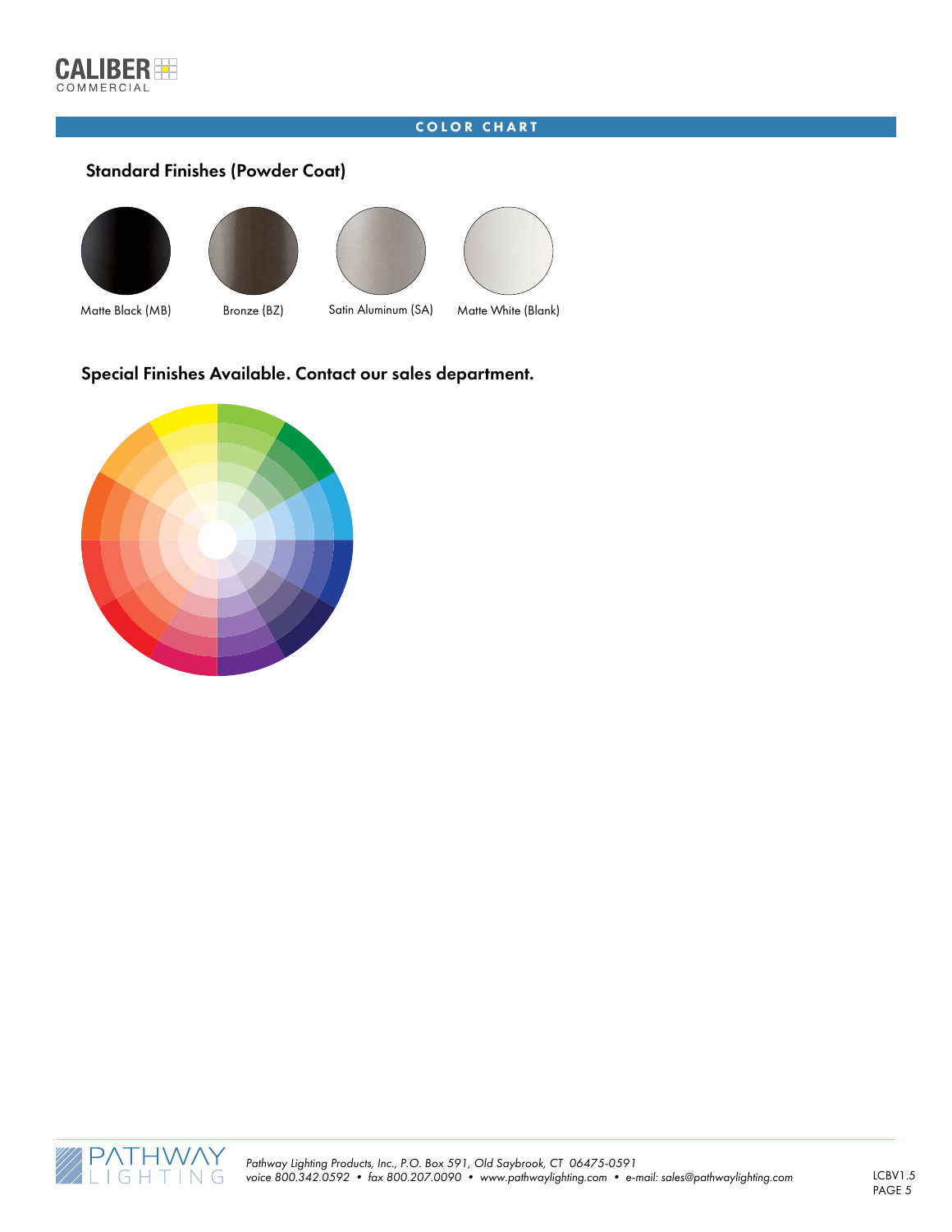CALIBER COMMERCIAL

## COLOR CHART

### Standard Finishes (Powder Coat)

Matte Black (MB)

Bronze (BZ)

Satin Aluminum (SA)

Matte White (Blank)

### Special Finishes Available. Contact our sales department.

PATHWAY LIGHTING

*Pathway Lighting Products, Inc., P.O. Box 591, Old Saybrook, CT 06475-0591*
*voice 800.342.0592 • fax 800.207.0090 • www.pathwaylighting.com • e-mail: sales@pathwaylighting.com*

LCBV1.5